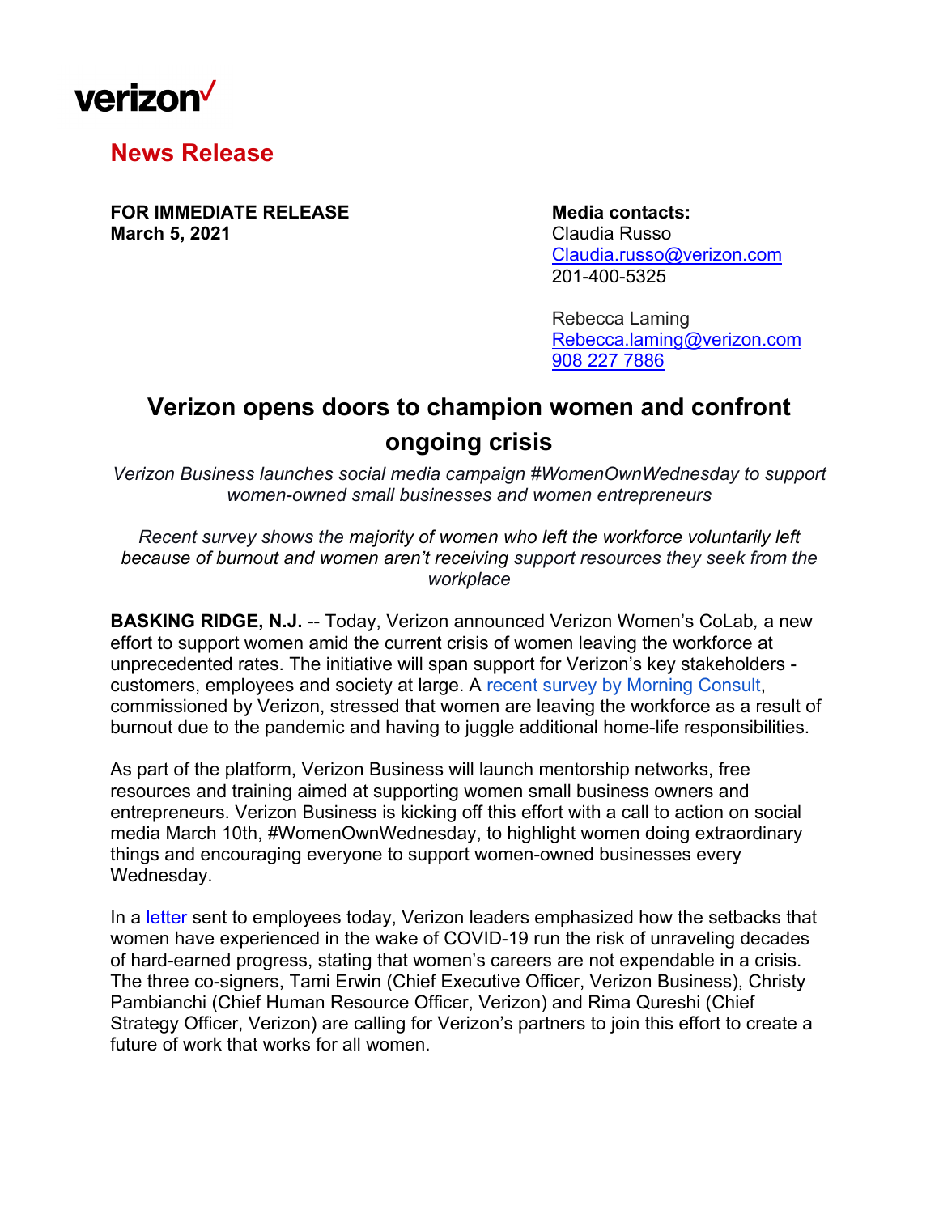verizon✓

## News Release

**FOR IMMEDIATE RELEASE**
**March 5, 2021**

**Media contacts:**
Claudia Russo
Claudia.russo@verizon.com
201-400-5325

Rebecca Laming
Rebecca.laming@verizon.com
908 227 7886

# Verizon opens doors to champion women and confront ongoing crisis

*Verizon Business launches social media campaign #WomenOwnWednesday to support women-owned small businesses and women entrepreneurs*

*Recent survey shows the majority of women who left the workforce voluntarily left because of burnout and women aren't receiving support resources they seek from the workplace*

**BASKING RIDGE, N.J.** -- Today, Verizon announced Verizon Women's CoLab, a new effort to support women amid the current crisis of women leaving the workforce at unprecedented rates. The initiative will span support for Verizon's key stakeholders - customers, employees and society at large. A recent survey by Morning Consult, commissioned by Verizon, stressed that women are leaving the workforce as a result of burnout due to the pandemic and having to juggle additional home-life responsibilities.

As part of the platform, Verizon Business will launch mentorship networks, free resources and training aimed at supporting women small business owners and entrepreneurs. Verizon Business is kicking off this effort with a call to action on social media March 10th, #WomenOwnWednesday, to highlight women doing extraordinary things and encouraging everyone to support women-owned businesses every Wednesday.

In a letter sent to employees today, Verizon leaders emphasized how the setbacks that women have experienced in the wake of COVID-19 run the risk of unraveling decades of hard-earned progress, stating that women's careers are not expendable in a crisis. The three co-signers, Tami Erwin (Chief Executive Officer, Verizon Business), Christy Pambianchi (Chief Human Resource Officer, Verizon) and Rima Qureshi (Chief Strategy Officer, Verizon) are calling for Verizon's partners to join this effort to create a future of work that works for all women.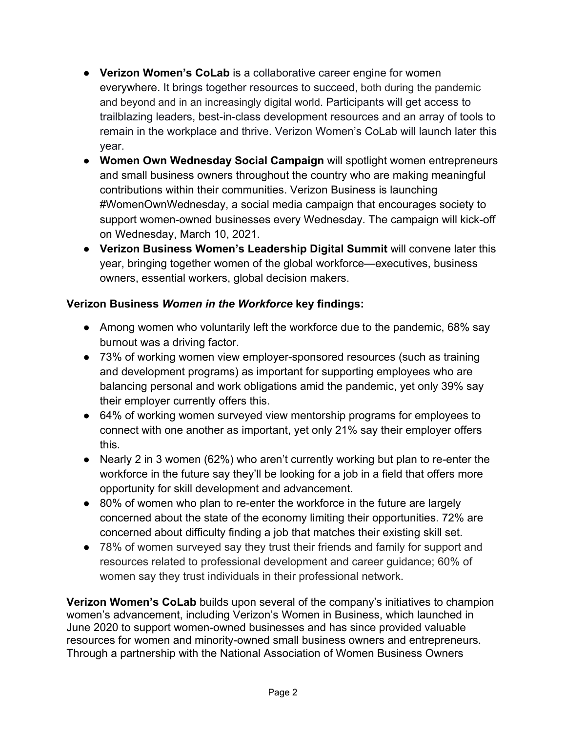- **Verizon Women's CoLab** is a collaborative career engine for women everywhere. It brings together resources to succeed, both during the pandemic and beyond and in an increasingly digital world. Participants will get access to trailblazing leaders, best-in-class development resources and an array of tools to remain in the workplace and thrive. Verizon Women's CoLab will launch later this year.
- **Women Own Wednesday Social Campaign** will spotlight women entrepreneurs and small business owners throughout the country who are making meaningful contributions within their communities. Verizon Business is launching #WomenOwnWednesday, a social media campaign that encourages society to support women-owned businesses every Wednesday. The campaign will kick-off on Wednesday, March 10, 2021.
- **Verizon Business Women's Leadership Digital Summit** will convene later this year, bringing together women of the global workforce—executives, business owners, essential workers, global decision makers.

**Verizon Business *Women in the Workforce* key findings:**

- Among women who voluntarily left the workforce due to the pandemic, 68% say burnout was a driving factor.
- 73% of working women view employer-sponsored resources (such as training and development programs) as important for supporting employees who are balancing personal and work obligations amid the pandemic, yet only 39% say their employer currently offers this.
- 64% of working women surveyed view mentorship programs for employees to connect with one another as important, yet only 21% say their employer offers this.
- Nearly 2 in 3 women (62%) who aren't currently working but plan to re-enter the workforce in the future say they'll be looking for a job in a field that offers more opportunity for skill development and advancement.
- 80% of women who plan to re-enter the workforce in the future are largely concerned about the state of the economy limiting their opportunities. 72% are concerned about difficulty finding a job that matches their existing skill set.
- 78% of women surveyed say they trust their friends and family for support and resources related to professional development and career guidance; 60% of women say they trust individuals in their professional network.

**Verizon Women's CoLab** builds upon several of the company's initiatives to champion women's advancement, including Verizon's Women in Business, which launched in June 2020 to support women-owned businesses and has since provided valuable resources for women and minority-owned small business owners and entrepreneurs. Through a partnership with the National Association of Women Business Owners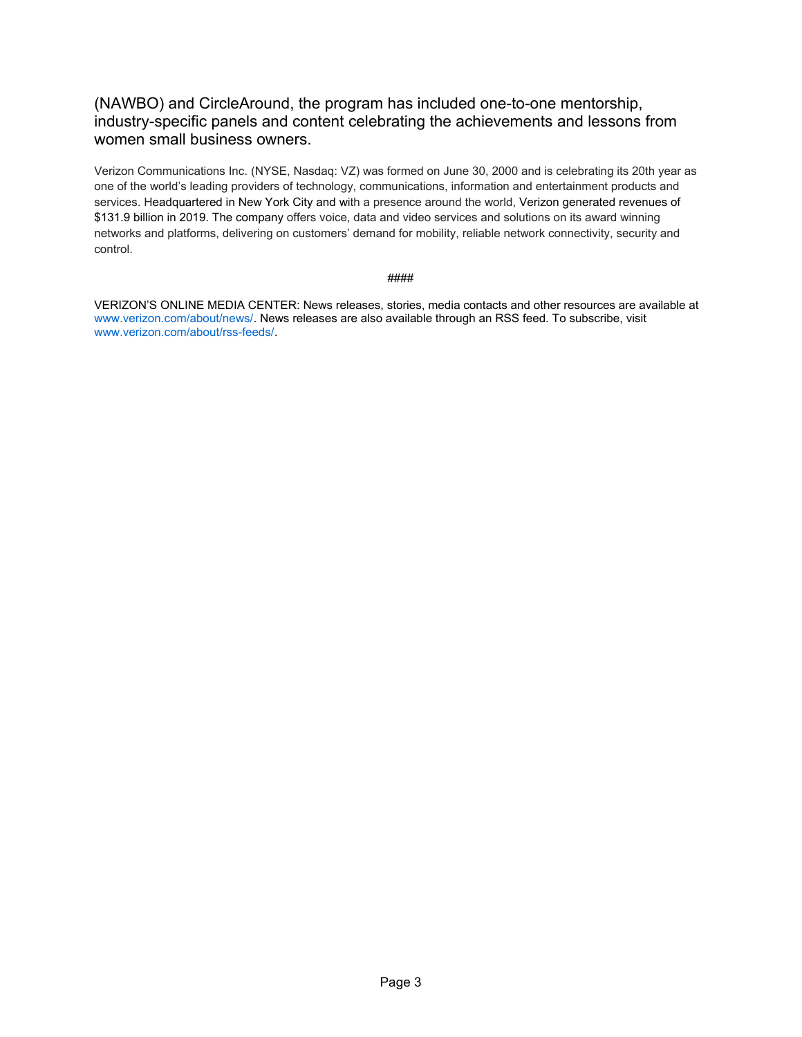(NAWBO) and CircleAround, the program has included one-to-one mentorship, industry-specific panels and content celebrating the achievements and lessons from women small business owners.

Verizon Communications Inc. (NYSE, Nasdaq: VZ) was formed on June 30, 2000 and is celebrating its 20th year as one of the world's leading providers of technology, communications, information and entertainment products and services. Headquartered in New York City and with a presence around the world, Verizon generated revenues of $131.9 billion in 2019. The company offers voice, data and video services and solutions on its award winning networks and platforms, delivering on customers' demand for mobility, reliable network connectivity, security and control.

####

VERIZON'S ONLINE MEDIA CENTER: News releases, stories, media contacts and other resources are available at www.verizon.com/about/news/. News releases are also available through an RSS feed. To subscribe, visit www.verizon.com/about/rss-feeds/.